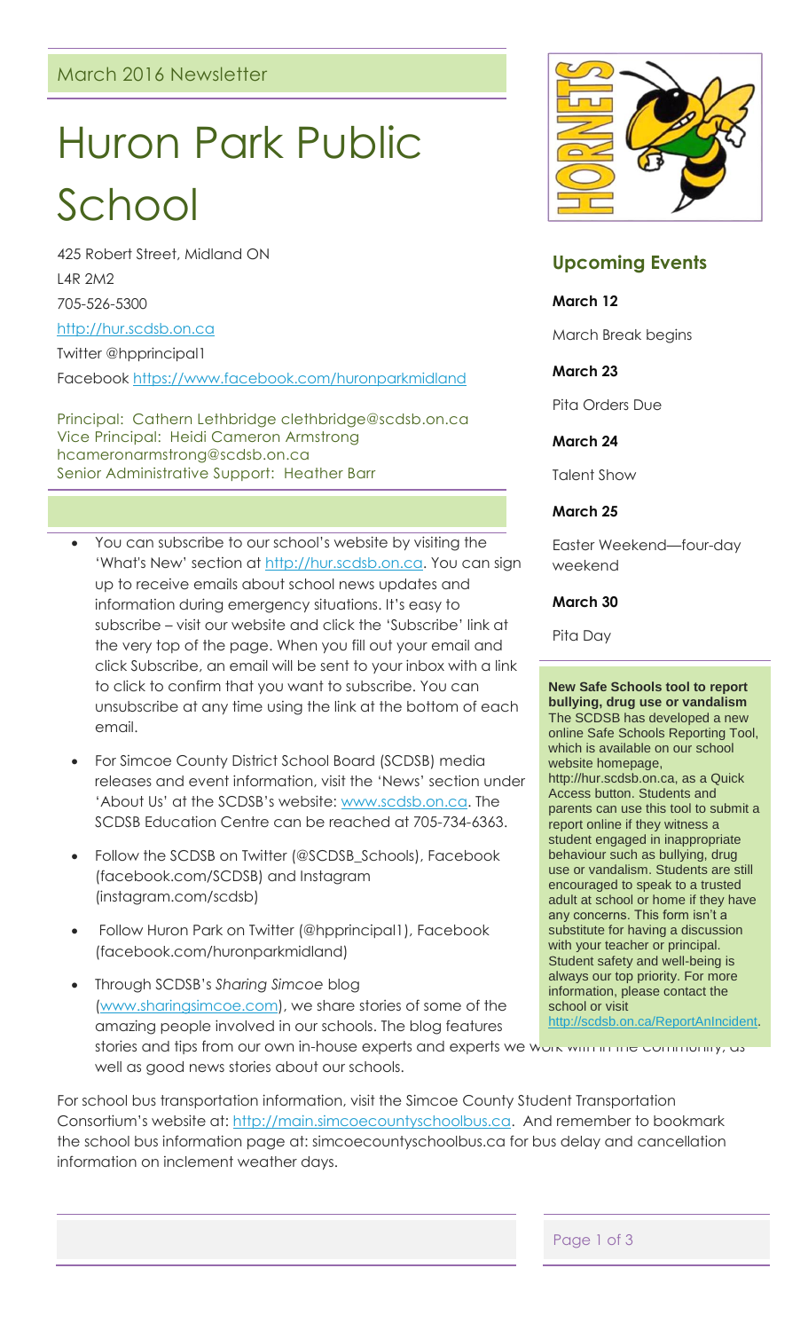March 2016 Newsletter

# Huron Park Public School

425 Robert Street, Midland ON
L4R 2M2
705-526-5300
http://hur.scdsb.on.ca
Twitter @hpprincipal1
Facebook https://www.facebook.com/huronparkmidland

Principal: Cathern Lethbridge clethbridge@scdsb.on.ca
Vice Principal: Heidi Cameron Armstrong hcameronarmstrong@scdsb.on.ca
Senior Administrative Support: Heather Barr

- You can subscribe to our school's website by visiting the 'What's New' section at http://hur.scdsb.on.ca. You can sign up to receive emails about school news updates and information during emergency situations. It's easy to subscribe – visit our website and click the 'Subscribe' link at the very top of the page. When you fill out your email and click Subscribe, an email will be sent to your inbox with a link to click to confirm that you want to subscribe. You can unsubscribe at any time using the link at the bottom of each email.
- For Simcoe County District School Board (SCDSB) media releases and event information, visit the 'News' section under 'About Us' at the SCDSB's website: www.scdsb.on.ca. The SCDSB Education Centre can be reached at 705-734-6363.
- Follow the SCDSB on Twitter (@SCDSB_Schools), Facebook (facebook.com/SCDSB) and Instagram (instagram.com/scdsb)
- Follow Huron Park on Twitter (@hpprincipal1), Facebook (facebook.com/huronparkmidland)
- Through SCDSB's *Sharing Simcoe* blog (www.sharingsimcoe.com), we share stories of some of the amazing people involved in our schools. The blog features stories and tips from our own in-house experts and experts we work within the community, as well as good news stories about our schools.

For school bus transportation information, visit the Simcoe County Student Transportation Consortium's website at: http://main.simcoecountyschoolbus.ca. And remember to bookmark the school bus information page at: simcoecountyschoolbus.ca for bus delay and cancellation information on inclement weather days.

## Upcoming Events

**March 12**

March Break begins

**March 23**

Pita Orders Due

**March 24**

Talent Show

**March 25**

Easter Weekend—four-day weekend

**March 30**

Pita Day

**New Safe Schools tool to report bullying, drug use or vandalism**
The SCDSB has developed a new online Safe Schools Reporting Tool, which is available on our school website homepage, http://hur.scdsb.on.ca, as a Quick Access button. Students and parents can use this tool to submit a report online if they witness a student engaged in inappropriate behaviour such as bullying, drug use or vandalism. Students are still encouraged to speak to a trusted adult at school or home if they have any concerns. This form isn't a substitute for having a discussion with your teacher or principal. Student safety and well-being is always our top priority. For more information, please contact the school or visit http://scdsb.on.ca/ReportAnIncident.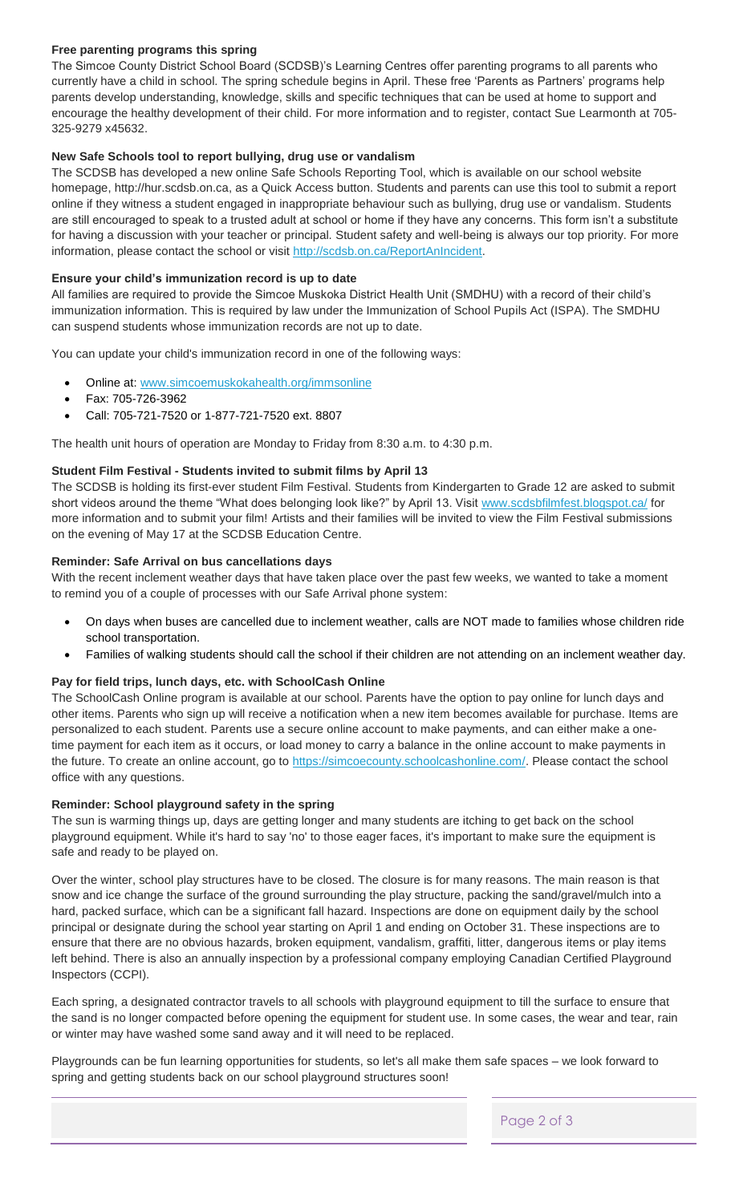**Free parenting programs this spring**

The Simcoe County District School Board (SCDSB)'s Learning Centres offer parenting programs to all parents who currently have a child in school. The spring schedule begins in April. These free 'Parents as Partners' programs help parents develop understanding, knowledge, skills and specific techniques that can be used at home to support and encourage the healthy development of their child. For more information and to register, contact Sue Learmonth at 705-325-9279 x45632.

**New Safe Schools tool to report bullying, drug use or vandalism**

The SCDSB has developed a new online Safe Schools Reporting Tool, which is available on our school website homepage, http://hur.scdsb.on.ca, as a Quick Access button. Students and parents can use this tool to submit a report online if they witness a student engaged in inappropriate behaviour such as bullying, drug use or vandalism. Students are still encouraged to speak to a trusted adult at school or home if they have any concerns. This form isn't a substitute for having a discussion with your teacher or principal. Student safety and well-being is always our top priority. For more information, please contact the school or visit http://scdsb.on.ca/ReportAnIncident.

**Ensure your child's immunization record is up to date**

All families are required to provide the Simcoe Muskoka District Health Unit (SMDHU) with a record of their child's immunization information. This is required by law under the Immunization of School Pupils Act (ISPA). The SMDHU can suspend students whose immunization records are not up to date.

You can update your child's immunization record in one of the following ways:

- Online at: www.simcoemuskokahealth.org/immsonline
- Fax: 705-726-3962
- Call: 705-721-7520 or 1-877-721-7520 ext. 8807

The health unit hours of operation are Monday to Friday from 8:30 a.m. to 4:30 p.m.

**Student Film Festival - Students invited to submit films by April 13**

The SCDSB is holding its first-ever student Film Festival. Students from Kindergarten to Grade 12 are asked to submit short videos around the theme "What does belonging look like?" by April 13. Visit www.scdsbfilmfest.blogspot.ca/ for more information and to submit your film! Artists and their families will be invited to view the Film Festival submissions on the evening of May 17 at the SCDSB Education Centre.

**Reminder: Safe Arrival on bus cancellations days**

With the recent inclement weather days that have taken place over the past few weeks, we wanted to take a moment to remind you of a couple of processes with our Safe Arrival phone system:

- On days when buses are cancelled due to inclement weather, calls are NOT made to families whose children ride school transportation.
- Families of walking students should call the school if their children are not attending on an inclement weather day.

**Pay for field trips, lunch days, etc. with SchoolCash Online**

The SchoolCash Online program is available at our school. Parents have the option to pay online for lunch days and other items. Parents who sign up will receive a notification when a new item becomes available for purchase. Items are personalized to each student. Parents use a secure online account to make payments, and can either make a one-time payment for each item as it occurs, or load money to carry a balance in the online account to make payments in the future. To create an online account, go to https://simcoecounty.schoolcashonline.com/. Please contact the school office with any questions.

**Reminder: School playground safety in the spring**

The sun is warming things up, days are getting longer and many students are itching to get back on the school playground equipment. While it's hard to say 'no' to those eager faces, it's important to make sure the equipment is safe and ready to be played on.

Over the winter, school play structures have to be closed. The closure is for many reasons. The main reason is that snow and ice change the surface of the ground surrounding the play structure, packing the sand/gravel/mulch into a hard, packed surface, which can be a significant fall hazard. Inspections are done on equipment daily by the school principal or designate during the school year starting on April 1 and ending on October 31. These inspections are to ensure that there are no obvious hazards, broken equipment, vandalism, graffiti, litter, dangerous items or play items left behind. There is also an annually inspection by a professional company employing Canadian Certified Playground Inspectors (CCPI).

Each spring, a designated contractor travels to all schools with playground equipment to till the surface to ensure that the sand is no longer compacted before opening the equipment for student use. In some cases, the wear and tear, rain or winter may have washed some sand away and it will need to be replaced.

Playgrounds can be fun learning opportunities for students, so let's all make them safe spaces – we look forward to spring and getting students back on our school playground structures soon!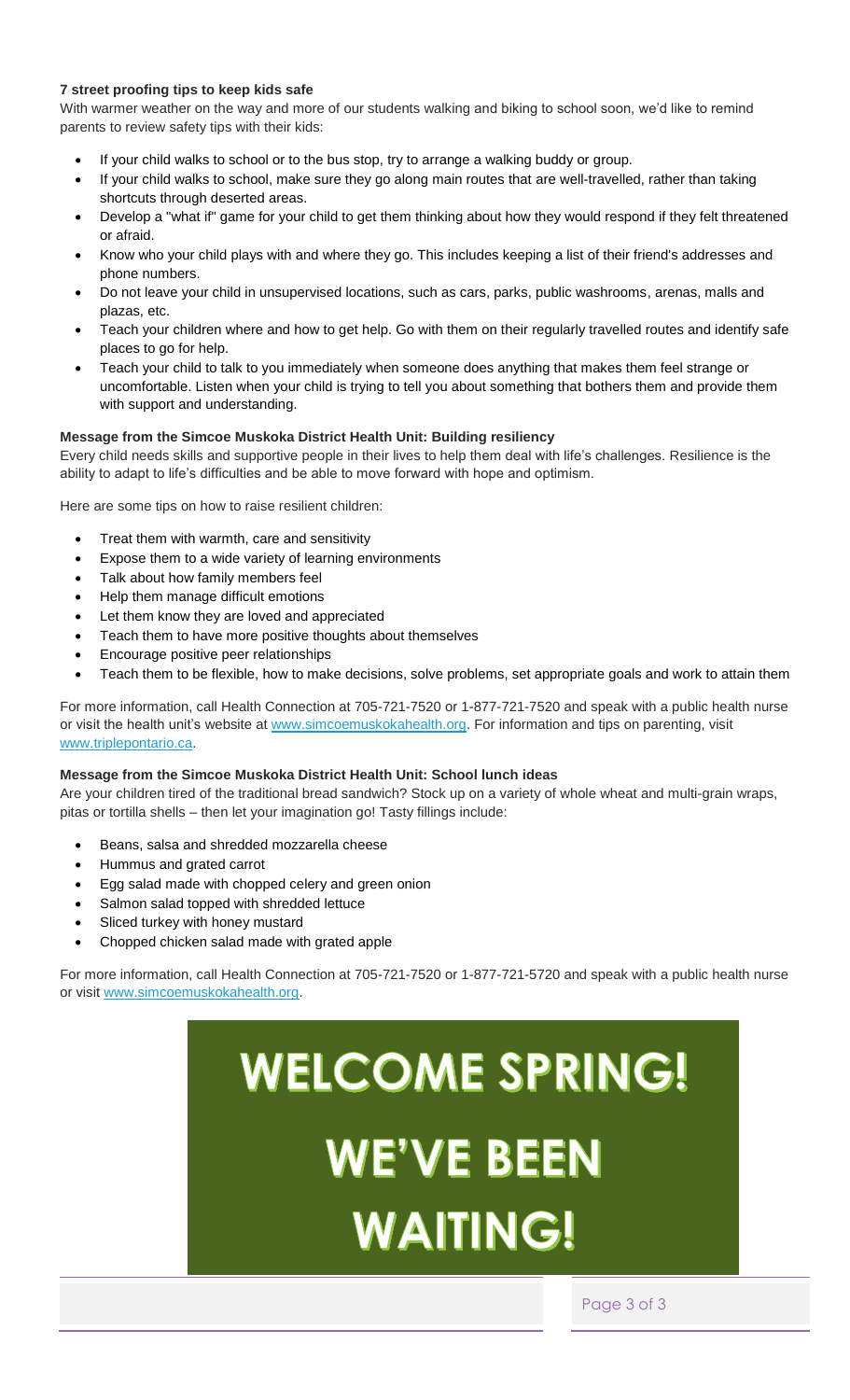**7 street proofing tips to keep kids safe**

With warmer weather on the way and more of our students walking and biking to school soon, we'd like to remind parents to review safety tips with their kids:

- If your child walks to school or to the bus stop, try to arrange a walking buddy or group.
- If your child walks to school, make sure they go along main routes that are well-travelled, rather than taking shortcuts through deserted areas.
- Develop a "what if" game for your child to get them thinking about how they would respond if they felt threatened or afraid.
- Know who your child plays with and where they go. This includes keeping a list of their friend's addresses and phone numbers.
- Do not leave your child in unsupervised locations, such as cars, parks, public washrooms, arenas, malls and plazas, etc.
- Teach your children where and how to get help. Go with them on their regularly travelled routes and identify safe places to go for help.
- Teach your child to talk to you immediately when someone does anything that makes them feel strange or uncomfortable. Listen when your child is trying to tell you about something that bothers them and provide them with support and understanding.

**Message from the Simcoe Muskoka District Health Unit: Building resiliency**

Every child needs skills and supportive people in their lives to help them deal with life's challenges. Resilience is the ability to adapt to life's difficulties and be able to move forward with hope and optimism.

Here are some tips on how to raise resilient children:

- Treat them with warmth, care and sensitivity
- Expose them to a wide variety of learning environments
- Talk about how family members feel
- Help them manage difficult emotions
- Let them know they are loved and appreciated
- Teach them to have more positive thoughts about themselves
- Encourage positive peer relationships
- Teach them to be flexible, how to make decisions, solve problems, set appropriate goals and work to attain them

For more information, call Health Connection at 705-721-7520 or 1-877-721-7520 and speak with a public health nurse or visit the health unit's website at www.simcoemuskokahealth.org. For information and tips on parenting, visit www.triplepontario.ca.

**Message from the Simcoe Muskoka District Health Unit: School lunch ideas**

Are your children tired of the traditional bread sandwich? Stock up on a variety of whole wheat and multi-grain wraps, pitas or tortilla shells – then let your imagination go! Tasty fillings include:

- Beans, salsa and shredded mozzarella cheese
- Hummus and grated carrot
- Egg salad made with chopped celery and green onion
- Salmon salad topped with shredded lettuce
- Sliced turkey with honey mustard
- Chopped chicken salad made with grated apple

For more information, call Health Connection at 705-721-7520 or 1-877-721-5720 and speak with a public health nurse or visit www.simcoemuskokahealth.org.

WELCOME SPRING!

WE'VE BEEN WAITING!